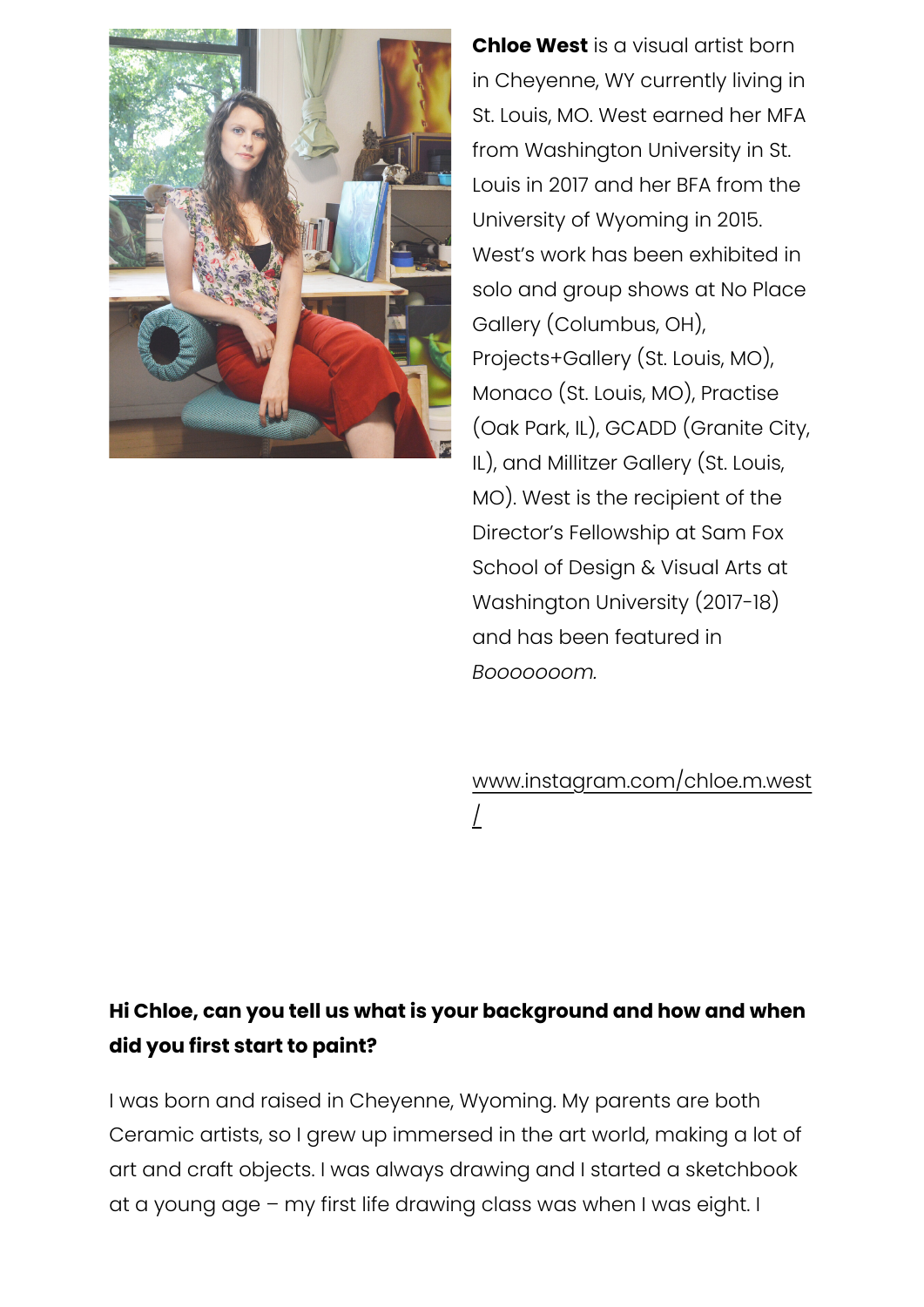**Chloe West** is a visual artist born in Cheyenne, WY currently living in St. Louis, MO. West earned her MFA from Washington University in St. Louis in 2017 and her BFA from the University of Wyoming in 2015. West's work has been exhibited in solo and group shows at No Place Gallery (Columbus, OH), Projects+Gallery (St. Louis, MO), Monaco (St. Louis, MO), Practise (Oak Park, IL), GCADD (Granite City, IL), and Millitzer Gallery (St. Louis, MO). West is the recipient of the Director's Fellowship at Sam Fox School of Design & Visual Arts at Washington University (2017-18) and has been featured in *Booooooom.*

www.instagram.com/chloe.m.west/

**Hi Chloe, can you tell us what is your background and how and when did you first start to paint?**

I was born and raised in Cheyenne, Wyoming. My parents are both Ceramic artists, so I grew up immersed in the art world, making a lot of art and craft objects. I was always drawing and I started a sketchbook at a young age – my first life drawing class was when I was eight. I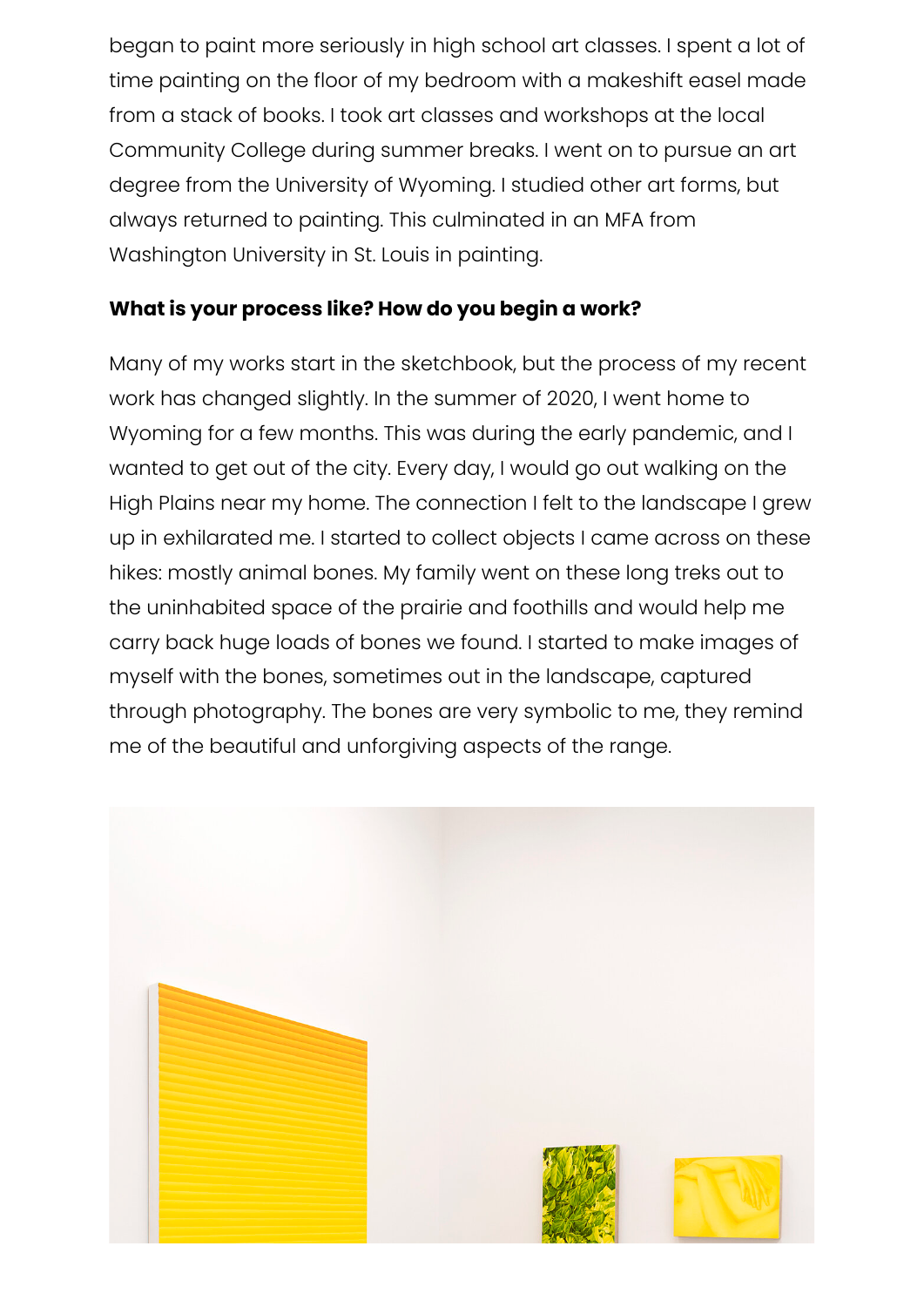began to paint more seriously in high school art classes. I spent a lot of time painting on the floor of my bedroom with a makeshift easel made from a stack of books. I took art classes and workshops at the local Community College during summer breaks. I went on to pursue an art degree from the University of Wyoming. I studied other art forms, but always returned to painting. This culminated in an MFA from Washington University in St. Louis in painting.

**What is your process like? How do you begin a work?**

Many of my works start in the sketchbook, but the process of my recent work has changed slightly. In the summer of 2020, I went home to Wyoming for a few months. This was during the early pandemic, and I wanted to get out of the city. Every day, I would go out walking on the High Plains near my home. The connection I felt to the landscape I grew up in exhilarated me. I started to collect objects I came across on these hikes: mostly animal bones. My family went on these long treks out to the uninhabited space of the prairie and foothills and would help me carry back huge loads of bones we found. I started to make images of myself with the bones, sometimes out in the landscape, captured through photography. The bones are very symbolic to me, they remind me of the beautiful and unforgiving aspects of the range.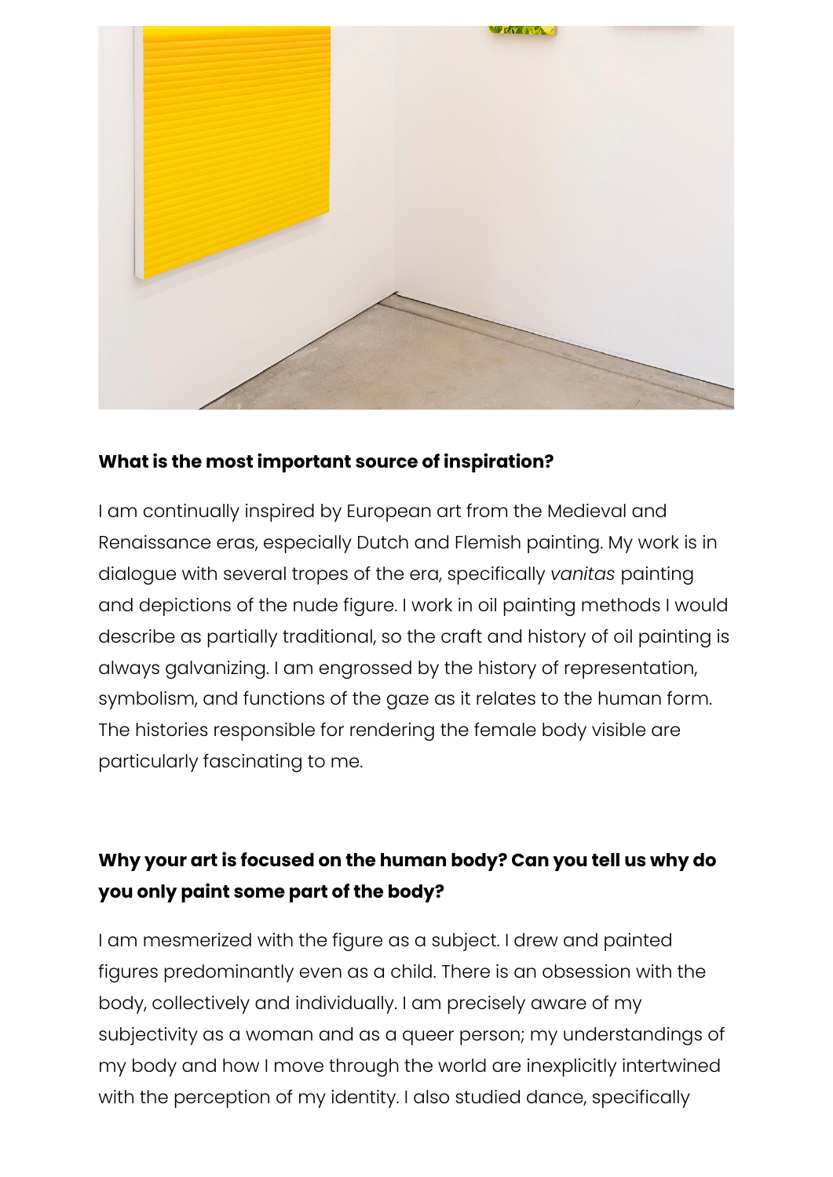**What is the most important source of inspiration?**

I am continually inspired by European art from the Medieval and Renaissance eras, especially Dutch and Flemish painting. My work is in dialogue with several tropes of the era, specifically *vanitas* painting and depictions of the nude figure. I work in oil painting methods I would describe as partially traditional, so the craft and history of oil painting is always galvanizing. I am engrossed by the history of representation, symbolism, and functions of the gaze as it relates to the human form. The histories responsible for rendering the female body visible are particularly fascinating to me.

**Why your art is focused on the human body? Can you tell us why do you only paint some part of the body?**

I am mesmerized with the figure as a subject. I drew and painted figures predominantly even as a child. There is an obsession with the body, collectively and individually. I am precisely aware of my subjectivity as a woman and as a queer person; my understandings of my body and how I move through the world are inexplicitly intertwined with the perception of my identity. I also studied dance, specifically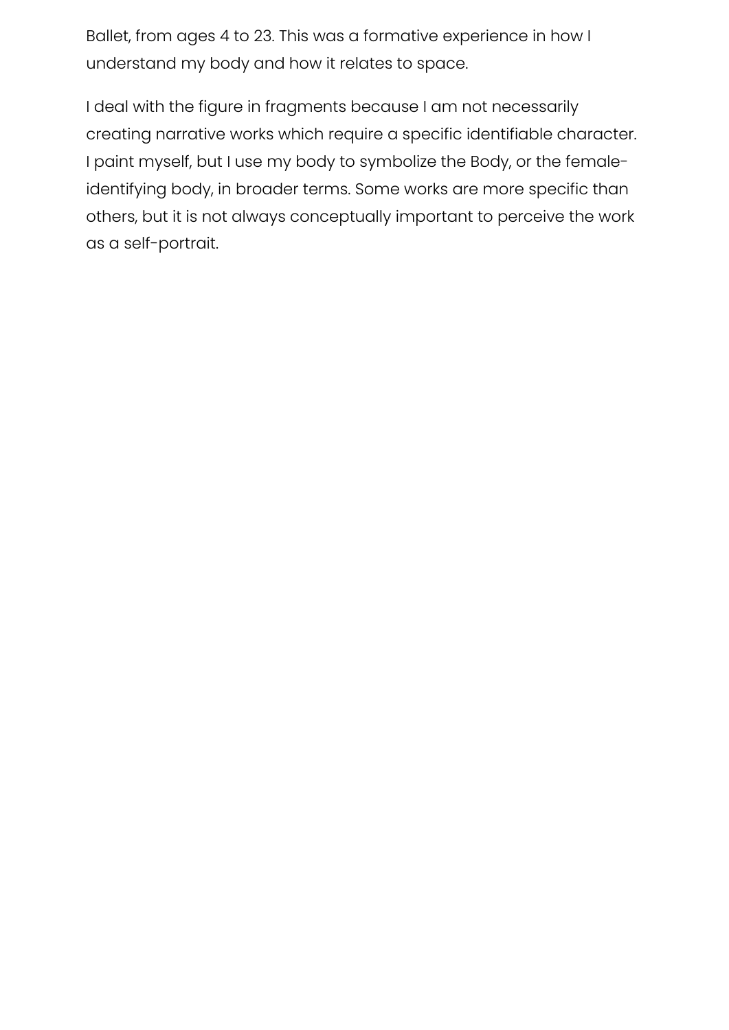Ballet, from ages 4 to 23. This was a formative experience in how I understand my body and how it relates to space.

I deal with the figure in fragments because I am not necessarily creating narrative works which require a specific identifiable character. I paint myself, but I use my body to symbolize the Body, or the female-identifying body, in broader terms. Some works are more specific than others, but it is not always conceptually important to perceive the work as a self-portrait.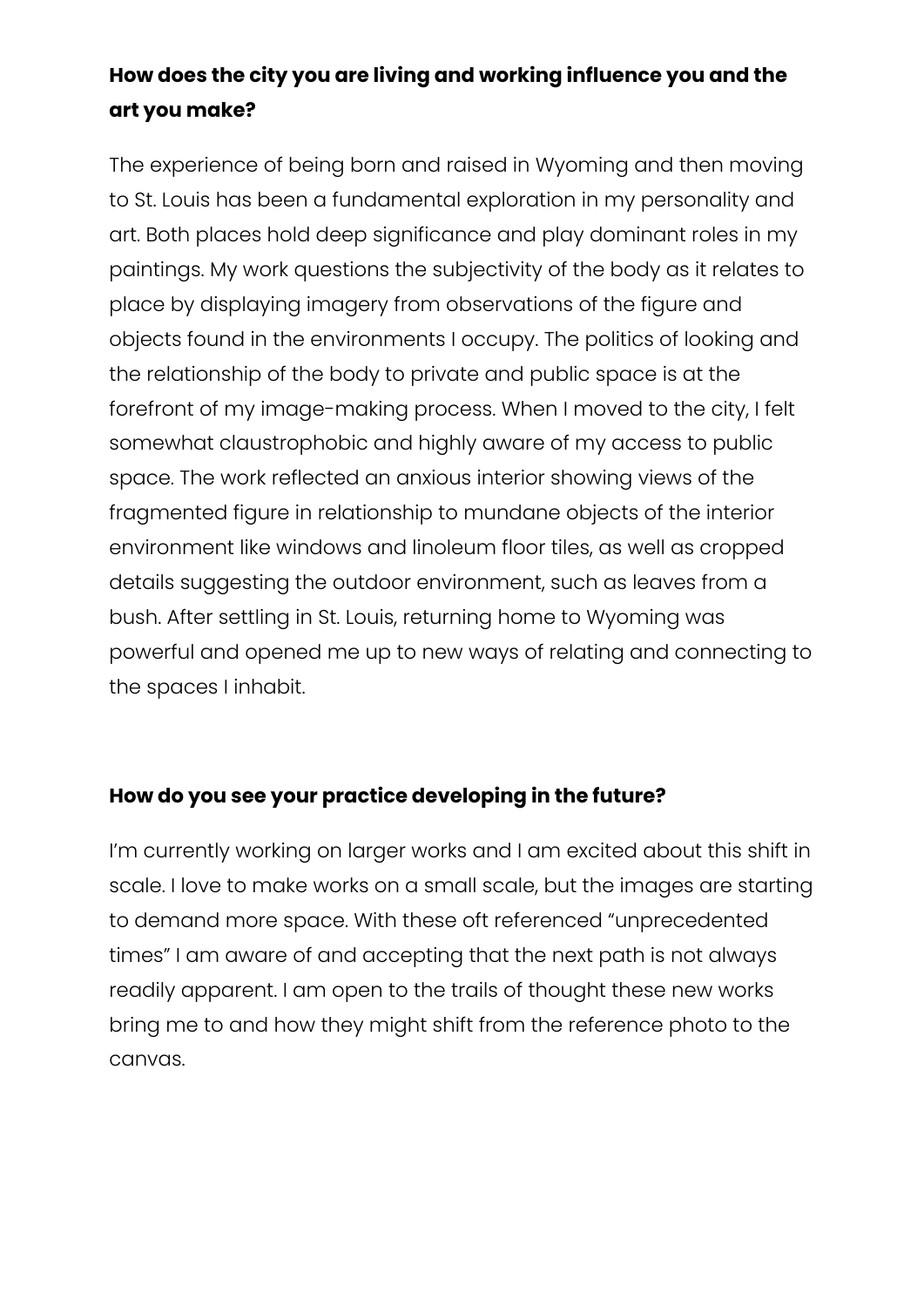**How does the city you are living and working influence you and the art you make?**

The experience of being born and raised in Wyoming and then moving to St. Louis has been a fundamental exploration in my personality and art. Both places hold deep significance and play dominant roles in my paintings. My work questions the subjectivity of the body as it relates to place by displaying imagery from observations of the figure and objects found in the environments I occupy. The politics of looking and the relationship of the body to private and public space is at the forefront of my image-making process. When I moved to the city, I felt somewhat claustrophobic and highly aware of my access to public space. The work reflected an anxious interior showing views of the fragmented figure in relationship to mundane objects of the interior environment like windows and linoleum floor tiles, as well as cropped details suggesting the outdoor environment, such as leaves from a bush. After settling in St. Louis, returning home to Wyoming was powerful and opened me up to new ways of relating and connecting to the spaces I inhabit.

**How do you see your practice developing in the future?**

I'm currently working on larger works and I am excited about this shift in scale. I love to make works on a small scale, but the images are starting to demand more space. With these oft referenced "unprecedented times" I am aware of and accepting that the next path is not always readily apparent. I am open to the trails of thought these new works bring me to and how they might shift from the reference photo to the canvas.